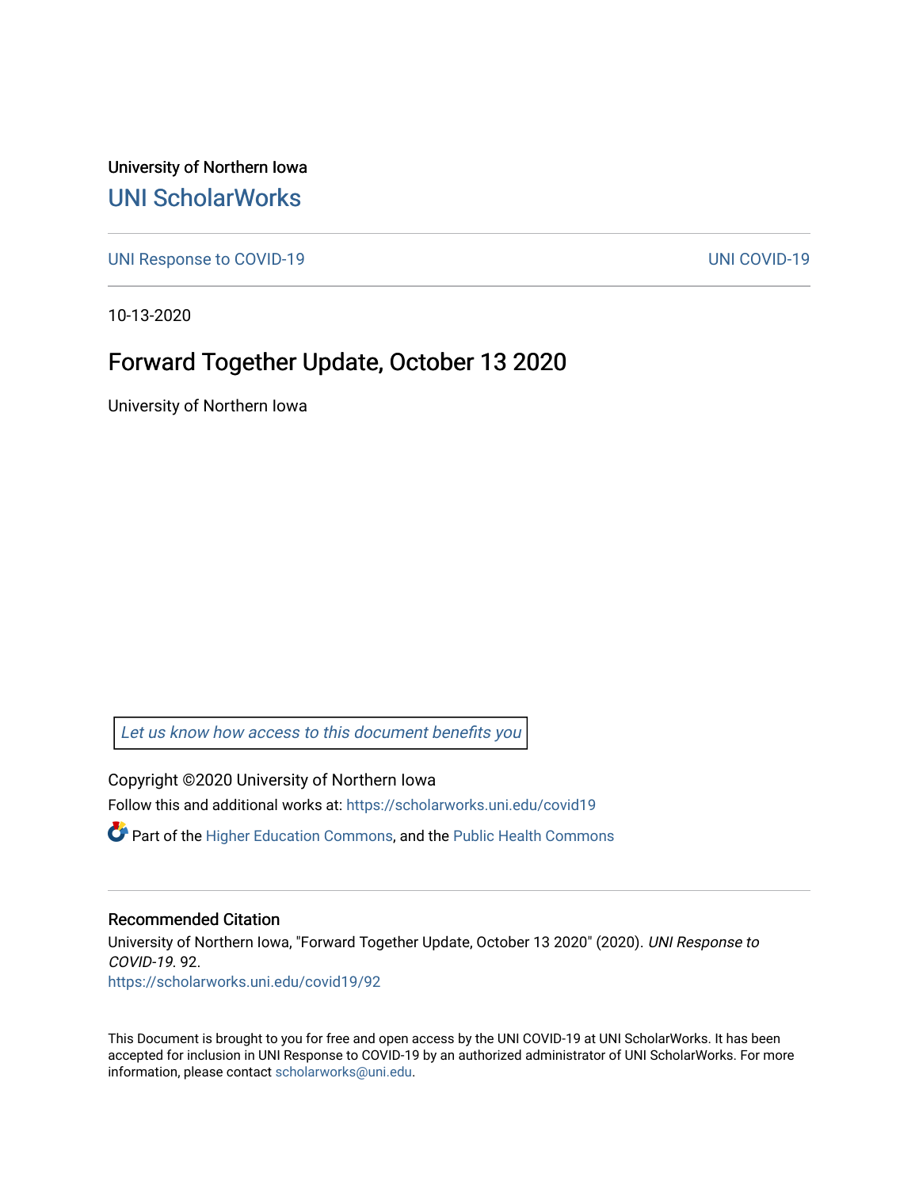University of Northern Iowa

## UNI ScholarWorks

UNI Response to COVID-19 UNI COVID-19

10-13-2020

# Forward Together Update, October 13 2020

University of Northern Iowa

*Let us know how access to this document benefits you*

Copyright ©2020 University of Northern Iowa

Follow this and additional works at: https://scholarworks.uni.edu/covid19

Part of the Higher Education Commons, and the Public Health Commons

### Recommended Citation

University of Northern Iowa, "Forward Together Update, October 13 2020" (2020). *UNI Response to COVID-19*. 92.
https://scholarworks.uni.edu/covid19/92

This Document is brought to you for free and open access by the UNI COVID-19 at UNI ScholarWorks. It has been accepted for inclusion in UNI Response to COVID-19 by an authorized administrator of UNI ScholarWorks. For more information, please contact scholarworks@uni.edu.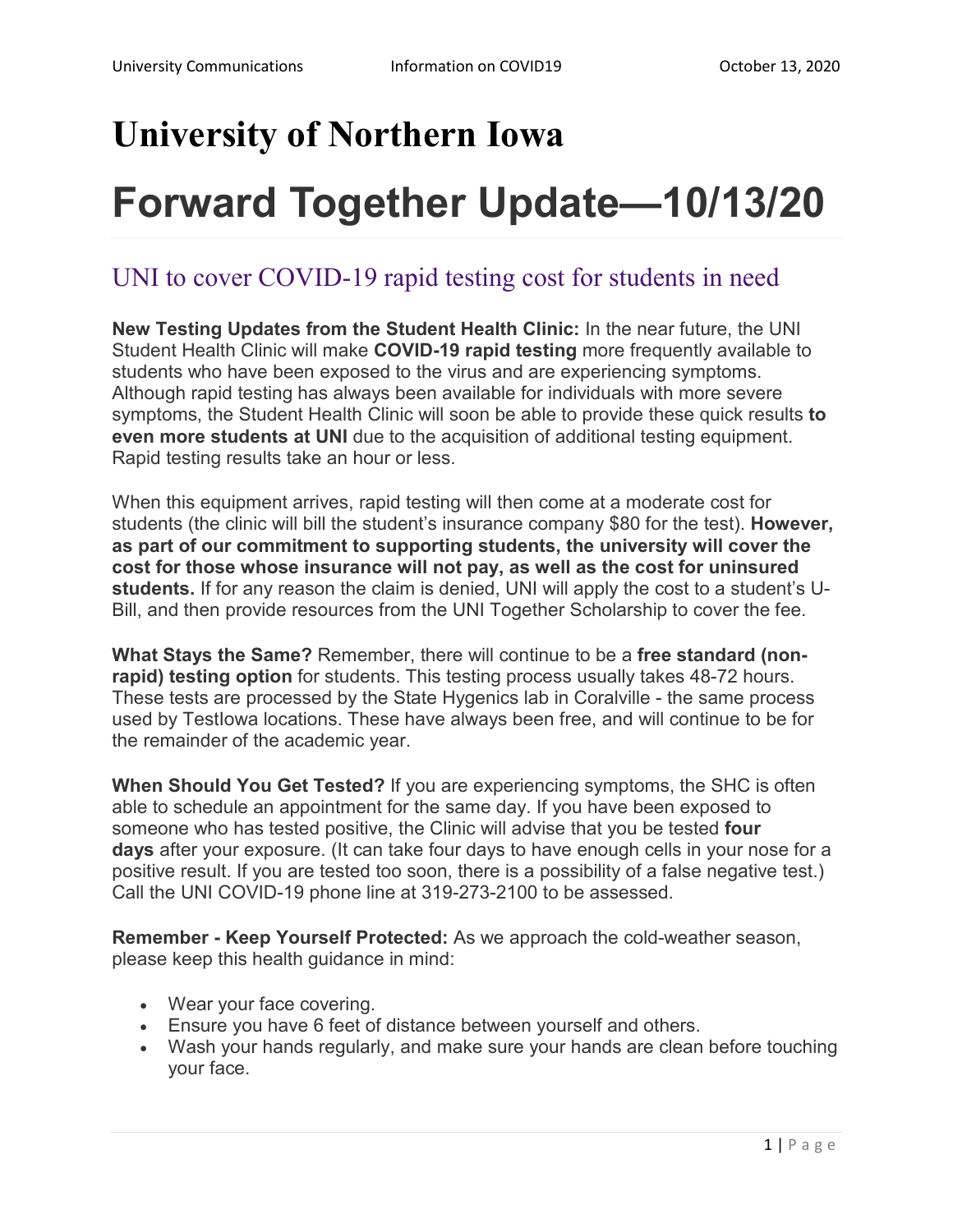# University of Northern Iowa

# Forward Together Update—10/13/20

## UNI to cover COVID-19 rapid testing cost for students in need

**New Testing Updates from the Student Health Clinic:** In the near future, the UNI Student Health Clinic will make **COVID-19 rapid testing** more frequently available to students who have been exposed to the virus and are experiencing symptoms. Although rapid testing has always been available for individuals with more severe symptoms, the Student Health Clinic will soon be able to provide these quick results **to even more students at UNI** due to the acquisition of additional testing equipment. Rapid testing results take an hour or less.

When this equipment arrives, rapid testing will then come at a moderate cost for students (the clinic will bill the student's insurance company $80 for the test). **However, as part of our commitment to supporting students, the university will cover the cost for those whose insurance will not pay, as well as the cost for uninsured students.** If for any reason the claim is denied, UNI will apply the cost to a student's U-Bill, and then provide resources from the UNI Together Scholarship to cover the fee.

**What Stays the Same?** Remember, there will continue to be a **free standard (non-rapid) testing option** for students. This testing process usually takes 48-72 hours. These tests are processed by the State Hygenics lab in Coralville - the same process used by TestIowa locations. These have always been free, and will continue to be for the remainder of the academic year.

**When Should You Get Tested?** If you are experiencing symptoms, the SHC is often able to schedule an appointment for the same day. If you have been exposed to someone who has tested positive, the Clinic will advise that you be tested **four days** after your exposure. (It can take four days to have enough cells in your nose for a positive result. If you are tested too soon, there is a possibility of a false negative test.) Call the UNI COVID-19 phone line at 319-273-2100 to be assessed.

**Remember - Keep Yourself Protected:** As we approach the cold-weather season, please keep this health guidance in mind:

- Wear your face covering.
- Ensure you have 6 feet of distance between yourself and others.
- Wash your hands regularly, and make sure your hands are clean before touching your face.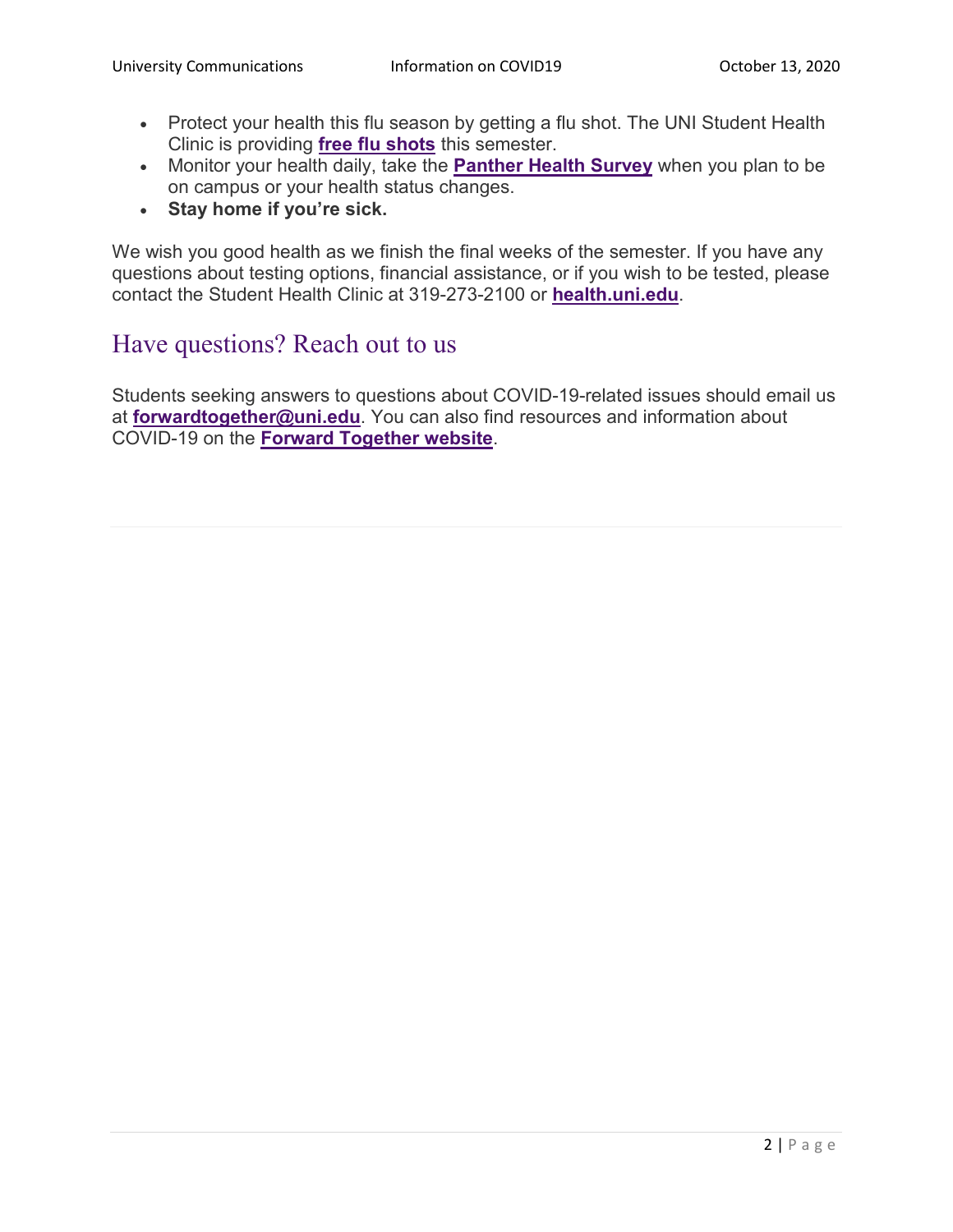- Protect your health this flu season by getting a flu shot. The UNI Student Health Clinic is providing **free flu shots** this semester.
- Monitor your health daily, take the **Panther Health Survey** when you plan to be on campus or your health status changes.
- **Stay home if you're sick.**

We wish you good health as we finish the final weeks of the semester. If you have any questions about testing options, financial assistance, or if you wish to be tested, please contact the Student Health Clinic at 319-273-2100 or **health.uni.edu**.

## Have questions? Reach out to us

Students seeking answers to questions about COVID-19-related issues should email us at **forwardtogether@uni.edu**. You can also find resources and information about COVID-19 on the **Forward Together website**.